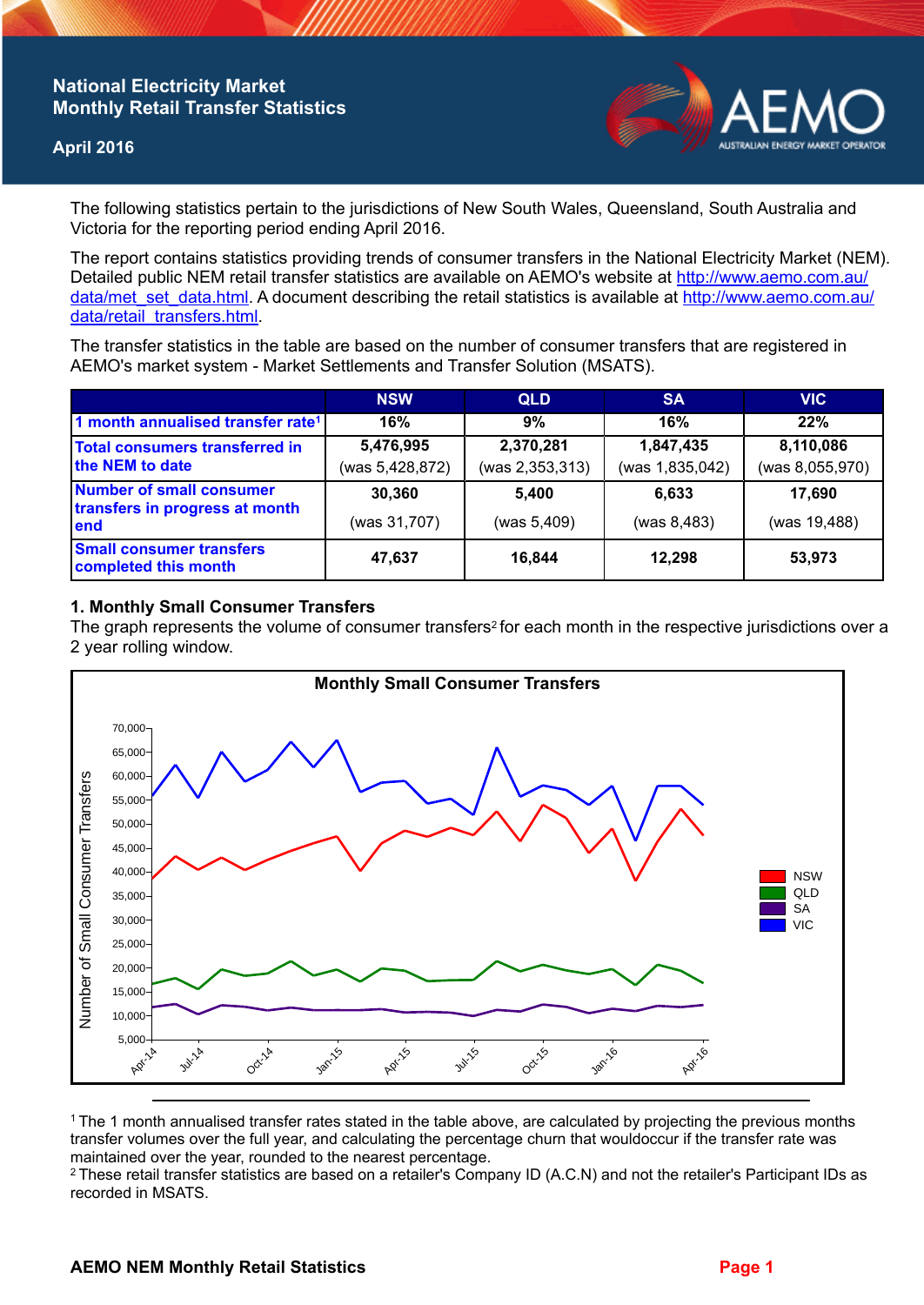# National Electricity Market Monthly Retail Transfer Statistics

April 2016

The following statistics pertain to the jurisdictions of New South Wales, Queensland, South Australia and Victoria for the reporting period ending April 2016.

The report contains statistics providing trends of consumer transfers in the National Electricity Market (NEM). Detailed public NEM retail transfer statistics are available on AEMO's website at http://www.aemo.com.au/data/met_set_data.html. A document describing the retail statistics is available at http://www.aemo.com.au/data/retail_transfers.html.

The transfer statistics in the table are based on the number of consumer transfers that are registered in AEMO's market system - Market Settlements and Transfer Solution (MSATS).

| | NSW | QLD | SA | VIC |
|---|---|---|---|---|
| 1 month annualised transfer rate[1] | 16% | 9% | 16% | 22% |
| Total consumers transferred in the NEM to date | 5,476,995 (was 5,428,872) | 2,370,281 (was 2,353,313) | 1,847,435 (was 1,835,042) | 8,110,086 (was 8,055,970) |
| Number of small consumer transfers in progress at month end | 30,360 (was 31,707) | 5,400 (was 5,409) | 6,633 (was 8,483) | 17,690 (was 19,488) |
| Small consumer transfers completed this month | 47,637 | 16,844 | 12,298 | 53,973 |

## 1. Monthly Small Consumer Transfers

The graph represents the volume of consumer transfers[2] for each month in the respective jurisdictions over a 2 year rolling window.

[1] The 1 month annualised transfer rates stated in the table above, are calculated by projecting the previous months transfer volumes over the full year, and calculating the percentage churn that wouldoccur if the transfer rate was maintained over the year, rounded to the nearest percentage.

[2] These retail transfer statistics are based on a retailer's Company ID (A.C.N) and not the retailer's Participant IDs as recorded in MSATS.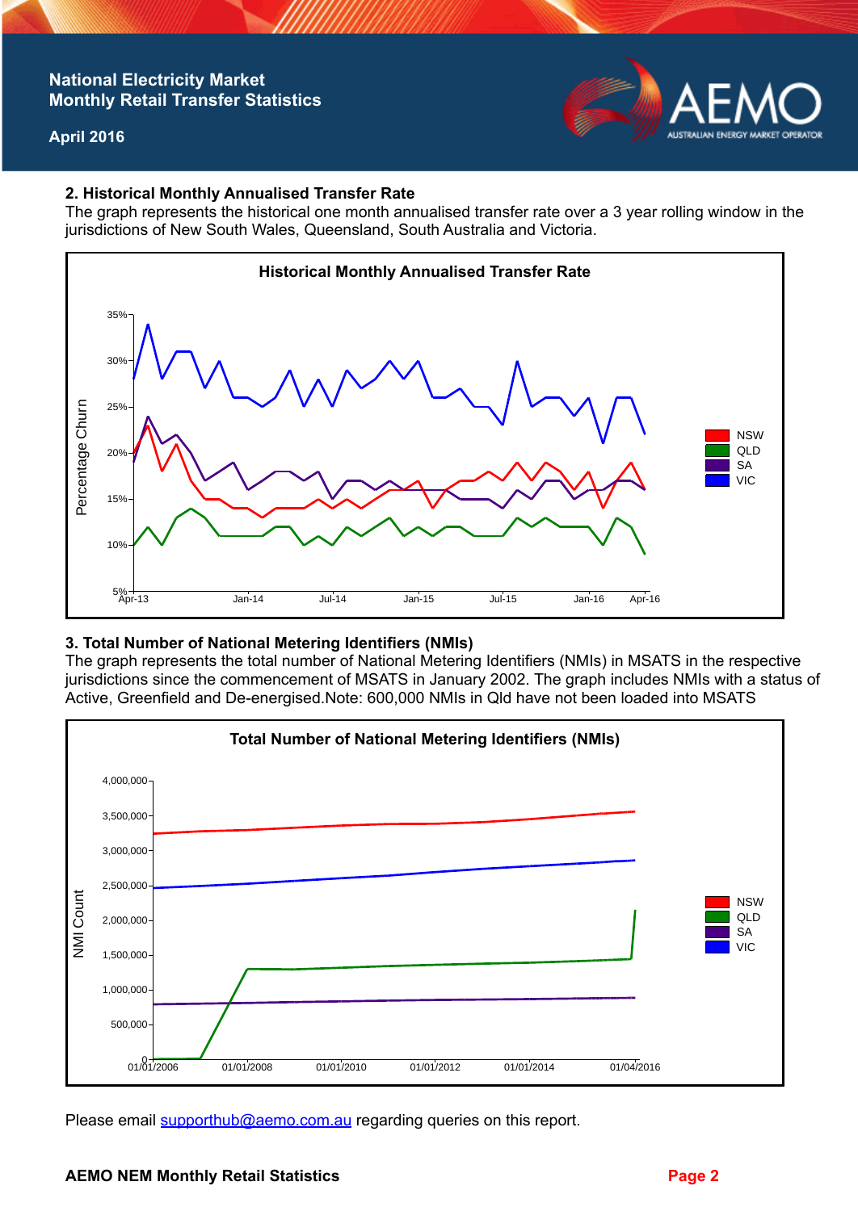## 2. Historical Monthly Annualised Transfer Rate

The graph represents the historical one month annualised transfer rate over a 3 year rolling window in the jurisdictions of New South Wales, Queensland, South Australia and Victoria.

Historical Monthly Annualised Transfer Rate

Percentage Churn

35%
30%
25%
20%
15%
10%
5%

Apr-13
Jan-14
Jul-14
Jan-15
Jul-15
Jan-16
Apr-16

NSW
QLD
SA
VIC

## 3. Total Number of National Metering Identifiers (NMIs)

The graph represents the total number of National Metering Identifiers (NMIs) in MSATS in the respective jurisdictions since the commencement of MSATS in January 2002. The graph includes NMIs with a status of Active, Greenfield and De-energised.Note: 600,000 NMIs in Qld have not been loaded into MSATS

Total Number of National Metering Identifiers (NMIs)

NMI Count

4,000,000
3,500,000
3,000,000
2,500,000
2,000,000
1,500,000
1,000,000
500,000
0

01/01/2006
01/01/2008
01/01/2010
01/01/2012
01/01/2014
01/04/2016

NSW
QLD
SA
VIC

Please email supporthub@aemo.com.au regarding queries on this report.